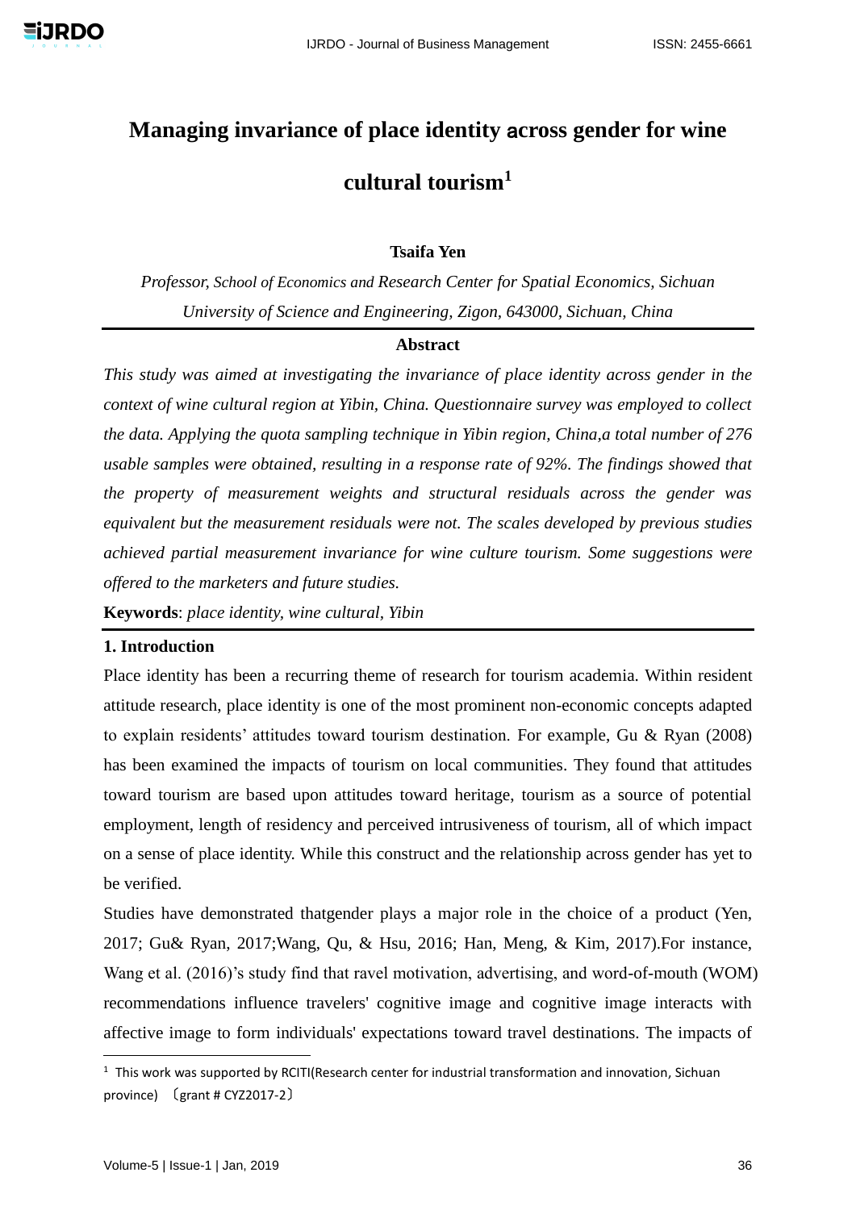# Managing invariance of place identity across gender for wine cultural tourism[1]

**Tsaifa Yen**

*Professor, School of Economics and Research Center for Spatial Economics, Sichuan University of Science and Engineering, Zigon, 643000, Sichuan, China*

**Abstract**

*This study was aimed at investigating the invariance of place identity across gender in the context of wine cultural region at Yibin, China. Questionnaire survey was employed to collect the data. Applying the quota sampling technique in Yibin region, China,a total number of 276 usable samples were obtained, resulting in a response rate of 92%. The findings showed that the property of measurement weights and structural residuals across the gender was equivalent but the measurement residuals were not. The scales developed by previous studies achieved partial measurement invariance for wine culture tourism. Some suggestions were offered to the marketers and future studies.*

**Keywords**: *place identity, wine cultural, Yibin*

## 1. Introduction

Place identity has been a recurring theme of research for tourism academia. Within resident attitude research, place identity is one of the most prominent non-economic concepts adapted to explain residents' attitudes toward tourism destination. For example, Gu & Ryan (2008) has been examined the impacts of tourism on local communities. They found that attitudes toward tourism are based upon attitudes toward heritage, tourism as a source of potential employment, length of residency and perceived intrusiveness of tourism, all of which impact on a sense of place identity. While this construct and the relationship across gender has yet to be verified.

Studies have demonstrated thatgender plays a major role in the choice of a product (Yen, 2017; Gu& Ryan, 2017;Wang, Qu, & Hsu, 2016; Han, Meng, & Kim, 2017).For instance, Wang et al. (2016)'s study find that ravel motivation, advertising, and word-of-mouth (WOM) recommendations influence travelers' cognitive image and cognitive image interacts with affective image to form individuals' expectations toward travel destinations. The impacts of

---

[1] This work was supported by RCITI(Research center for industrial transformation and innovation, Sichuan province) 〔grant # CYZ2017-2〕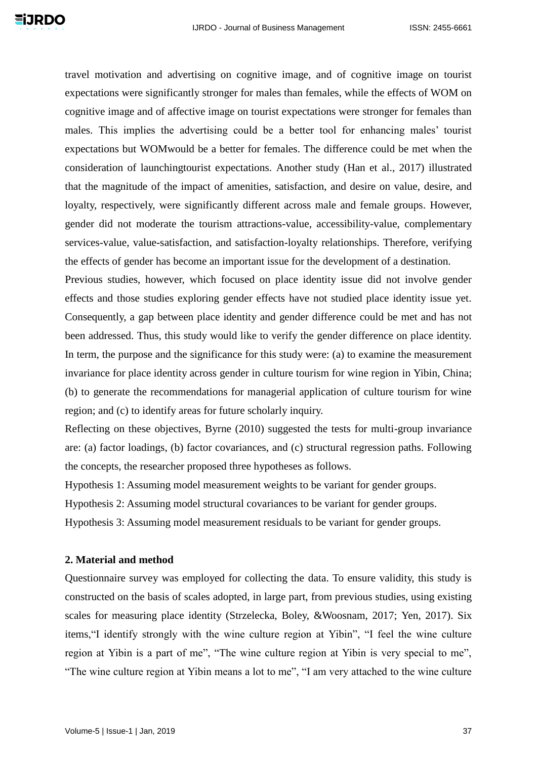travel motivation and advertising on cognitive image, and of cognitive image on tourist expectations were significantly stronger for males than females, while the effects of WOM on cognitive image and of affective image on tourist expectations were stronger for females than males. This implies the advertising could be a better tool for enhancing males' tourist expectations but WOMwould be a better for females. The difference could be met when the consideration of launchingtourist expectations. Another study (Han et al., 2017) illustrated that the magnitude of the impact of amenities, satisfaction, and desire on value, desire, and loyalty, respectively, were significantly different across male and female groups. However, gender did not moderate the tourism attractions-value, accessibility-value, complementary services-value, value-satisfaction, and satisfaction-loyalty relationships. Therefore, verifying the effects of gender has become an important issue for the development of a destination.

Previous studies, however, which focused on place identity issue did not involve gender effects and those studies exploring gender effects have not studied place identity issue yet. Consequently, a gap between place identity and gender difference could be met and has not been addressed. Thus, this study would like to verify the gender difference on place identity. In term, the purpose and the significance for this study were: (a) to examine the measurement invariance for place identity across gender in culture tourism for wine region in Yibin, China; (b) to generate the recommendations for managerial application of culture tourism for wine region; and (c) to identify areas for future scholarly inquiry.

Reflecting on these objectives, Byrne (2010) suggested the tests for multi-group invariance are: (a) factor loadings, (b) factor covariances, and (c) structural regression paths. Following the concepts, the researcher proposed three hypotheses as follows.

Hypothesis 1: Assuming model measurement weights to be variant for gender groups.

Hypothesis 2: Assuming model structural covariances to be variant for gender groups.

Hypothesis 3: Assuming model measurement residuals to be variant for gender groups.

## 2. Material and method

Questionnaire survey was employed for collecting the data. To ensure validity, this study is constructed on the basis of scales adopted, in large part, from previous studies, using existing scales for measuring place identity (Strzelecka, Boley, &Woosnam, 2017; Yen, 2017). Six items,"I identify strongly with the wine culture region at Yibin", "I feel the wine culture region at Yibin is a part of me", "The wine culture region at Yibin is very special to me", "The wine culture region at Yibin means a lot to me", "I am very attached to the wine culture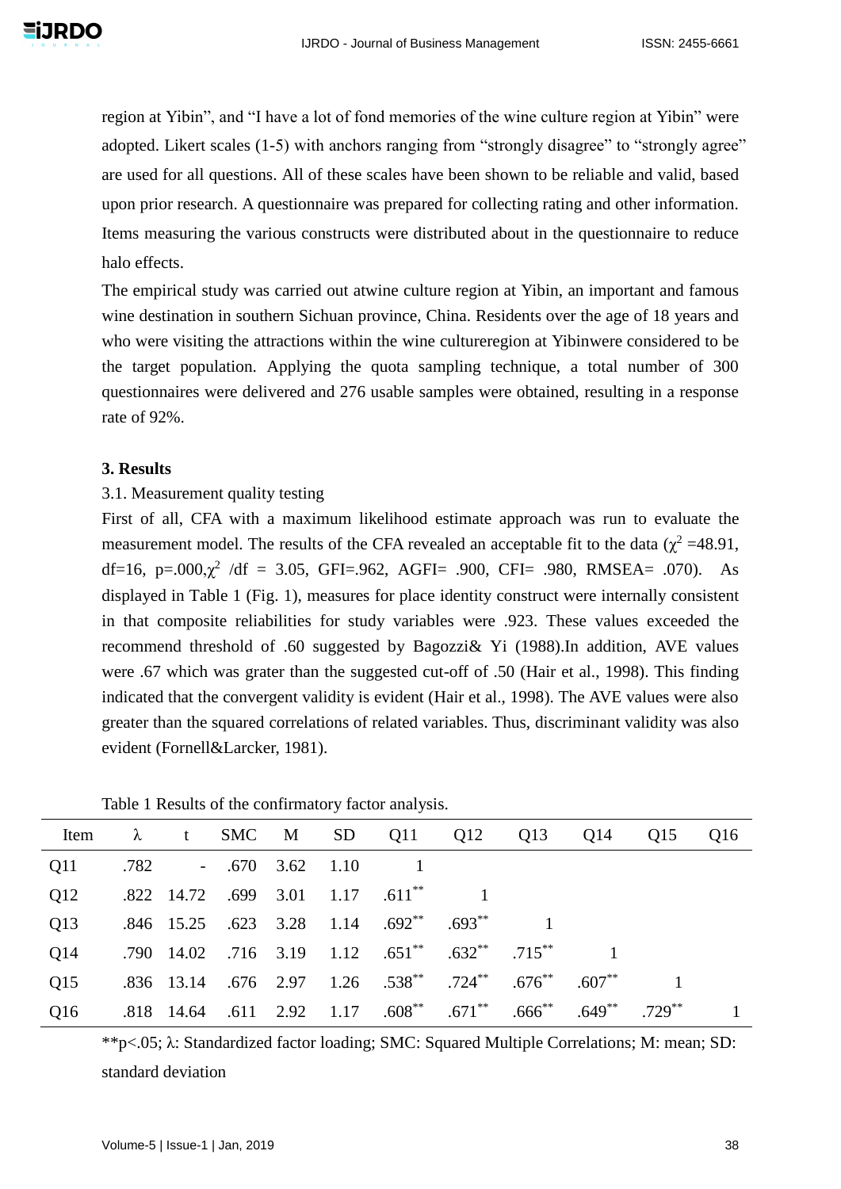region at Yibin", and "I have a lot of fond memories of the wine culture region at Yibin" were adopted. Likert scales (1-5) with anchors ranging from "strongly disagree" to "strongly agree" are used for all questions. All of these scales have been shown to be reliable and valid, based upon prior research. A questionnaire was prepared for collecting rating and other information. Items measuring the various constructs were distributed about in the questionnaire to reduce halo effects.

The empirical study was carried out atwine culture region at Yibin, an important and famous wine destination in southern Sichuan province, China. Residents over the age of 18 years and who were visiting the attractions within the wine cultureregion at Yibinwere considered to be the target population. Applying the quota sampling technique, a total number of 300 questionnaires were delivered and 276 usable samples were obtained, resulting in a response rate of 92%.

### 3. Results

3.1. Measurement quality testing

First of all, CFA with a maximum likelihood estimate approach was run to evaluate the measurement model. The results of the CFA revealed an acceptable fit to the data ($\chi^2$ =48.91, df=16, p=.000,$\chi^2$ /df = 3.05, GFI=.962, AGFI= .900, CFI= .980, RMSEA= .070). As displayed in Table 1 (Fig. 1), measures for place identity construct were internally consistent in that composite reliabilities for study variables were .923. These values exceeded the recommend threshold of .60 suggested by Bagozzi& Yi (1988).In addition, AVE values were .67 which was grater than the suggested cut-off of .50 (Hair et al., 1998). This finding indicated that the convergent validity is evident (Hair et al., 1998). The AVE values were also greater than the squared correlations of related variables. Thus, discriminant validity was also evident (Fornell&Larcker, 1981).

Table 1 Results of the confirmatory factor analysis.

| Item | λ | t | SMC | M | SD | Q11 | Q12 | Q13 | Q14 | Q15 | Q16 |
|---|---|---|---|---|---|---|---|---|---|---|---|
| Q11 | .782 | - | .670 | 3.62 | 1.10 | 1 | | | | | |
| Q12 | .822 | 14.72 | .699 | 3.01 | 1.17 | .611** | 1 | | | | |
| Q13 | .846 | 15.25 | .623 | 3.28 | 1.14 | .692** | .693** | 1 | | | |
| Q14 | .790 | 14.02 | .716 | 3.19 | 1.12 | .651** | .632** | .715** | 1 | | |
| Q15 | .836 | 13.14 | .676 | 2.97 | 1.26 | .538** | .724** | .676** | .607** | 1 | |
| Q16 | .818 | 14.64 | .611 | 2.92 | 1.17 | .608** | .671** | .666** | .649** | .729** | 1 |

**p<.05; λ: Standardized factor loading; SMC: Squared Multiple Correlations; M: mean; SD: standard deviation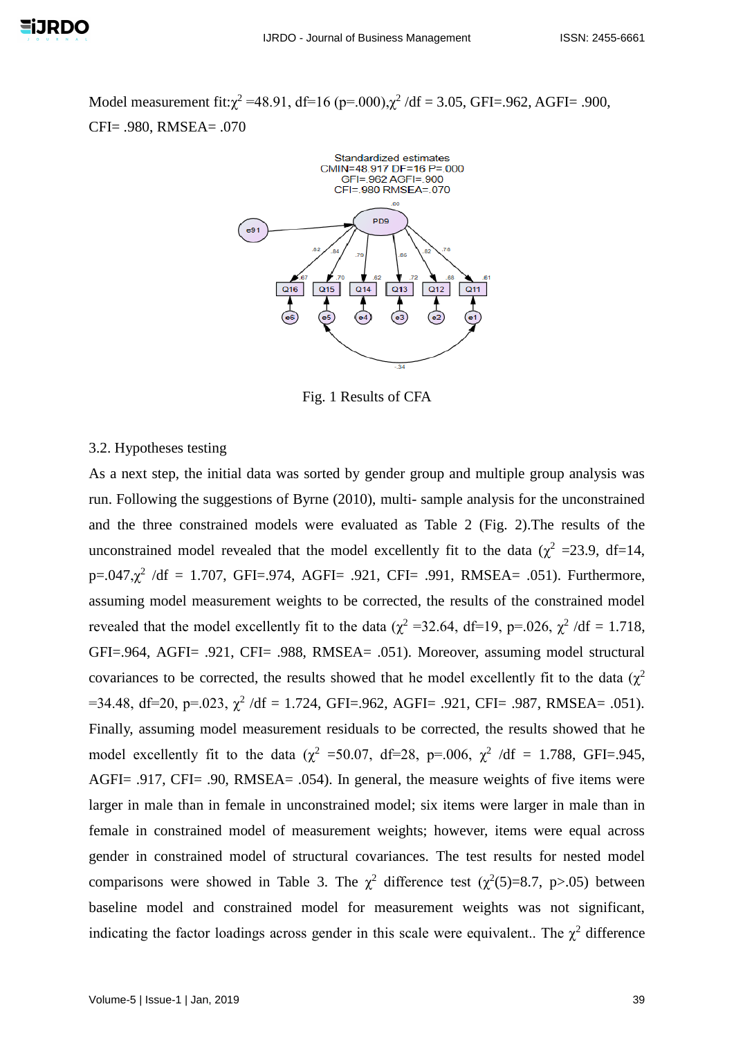Model measurement fit: $\chi^2$ =48.91, df=16 (p=.000), $\chi^2$ /df = 3.05, GFI=.962, AGFI= .900, CFI= .980, RMSEA= .070

Fig. 1 Results of CFA

3.2. Hypotheses testing

As a next step, the initial data was sorted by gender group and multiple group analysis was run. Following the suggestions of Byrne (2010), multi- sample analysis for the unconstrained and the three constrained models were evaluated as Table 2 (Fig. 2).The results of the unconstrained model revealed that the model excellently fit to the data ($\chi^2$ =23.9, df=14, p=.047, $\chi^2$ /df = 1.707, GFI=.974, AGFI= .921, CFI= .991, RMSEA= .051). Furthermore, assuming model measurement weights to be corrected, the results of the constrained model revealed that the model excellently fit to the data ($\chi^2$ =32.64, df=19, p=.026, $\chi^2$ /df = 1.718, GFI=.964, AGFI= .921, CFI= .988, RMSEA= .051). Moreover, assuming model structural covariances to be corrected, the results showed that he model excellently fit to the data ($\chi^2$ =34.48, df=20, p=.023, $\chi^2$ /df = 1.724, GFI=.962, AGFI= .921, CFI= .987, RMSEA= .051). Finally, assuming model measurement residuals to be corrected, the results showed that he model excellently fit to the data ($\chi^2$ =50.07, df=28, p=.006, $\chi^2$ /df = 1.788, GFI=.945, AGFI= .917, CFI= .90, RMSEA= .054). In general, the measure weights of five items were larger in male than in female in unconstrained model; six items were larger in male than in female in constrained model of measurement weights; however, items were equal across gender in constrained model of structural covariances. The test results for nested model comparisons were showed in Table 3. The $\chi^2$ difference test ($\chi^2(5)$=8.7, p>.05) between baseline model and constrained model for measurement weights was not significant, indicating the factor loadings across gender in this scale were equivalent.. The $\chi^2$ difference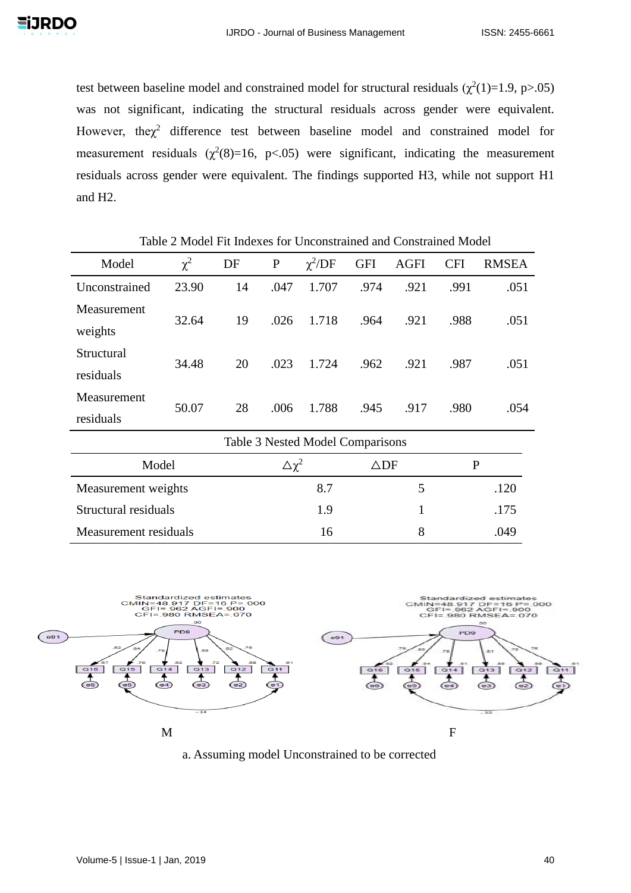test between baseline model and constrained model for structural residuals ($\chi^2(1)$=1.9, p>.05) was not significant, indicating the structural residuals across gender were equivalent. However, the$\chi^2$ difference test between baseline model and constrained model for measurement residuals ($\chi^2(8)$=16, p<.05) were significant, indicating the measurement residuals across gender were equivalent. The findings supported H3, while not support H1 and H2.

Table 2 Model Fit Indexes for Unconstrained and Constrained Model

| Model | $\chi^2$ | DF | P | $\chi^2$/DF | GFI | AGFI | CFI | RMSEA |
|---|---|---|---|---|---|---|---|---|
| Unconstrained | 23.90 | 14 | .047 | 1.707 | .974 | .921 | .991 | .051 |
| Measurement weights | 32.64 | 19 | .026 | 1.718 | .964 | .921 | .988 | .051 |
| Structural residuals | 34.48 | 20 | .023 | 1.724 | .962 | .921 | .987 | .051 |
| Measurement residuals | 50.07 | 28 | .006 | 1.788 | .945 | .917 | .980 | .054 |

Table 3 Nested Model Comparisons

| Model | $\triangle\chi^2$ | $\triangle$DF | P |
|---|---|---|---|
| Measurement weights | 8.7 | 5 | .120 |
| Structural residuals | 1.9 | 1 | .175 |
| Measurement residuals | 16 | 8 | .049 |

M F

a. Assuming model Unconstrained to be corrected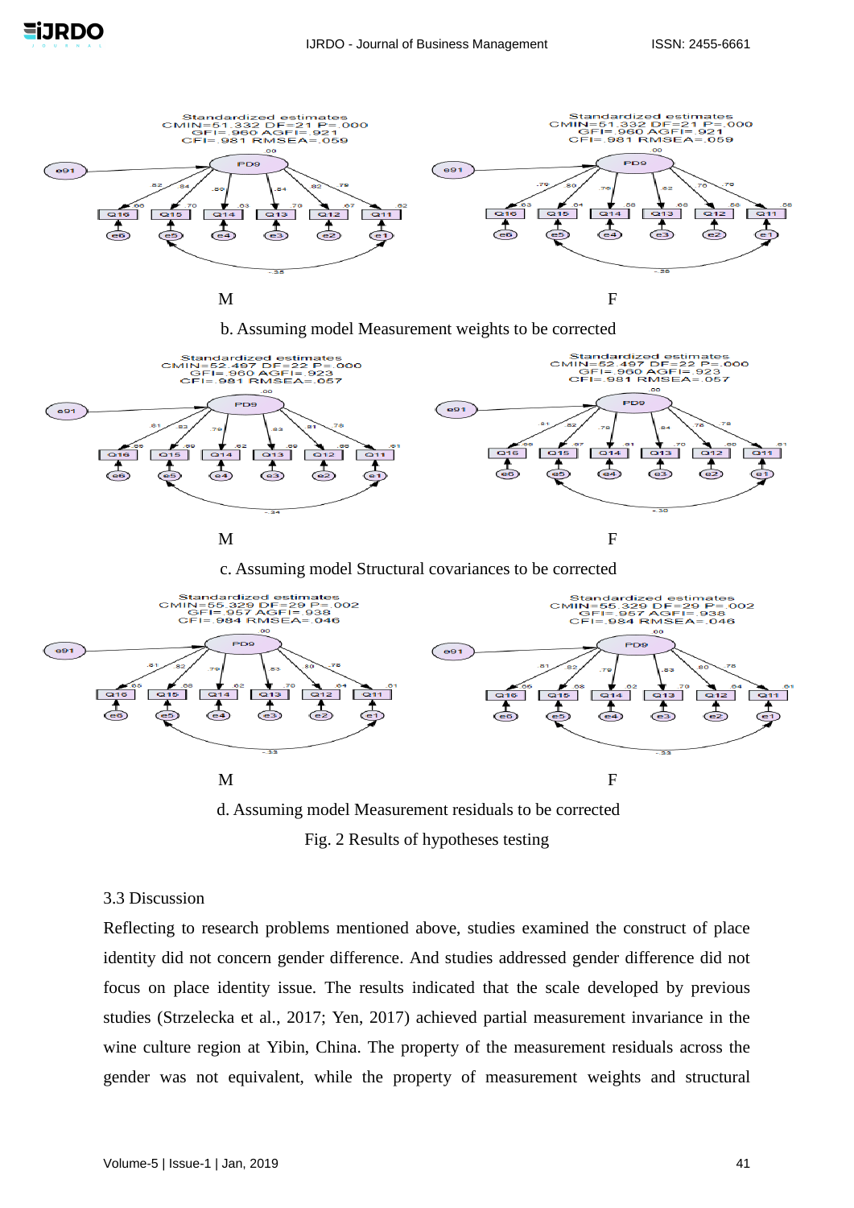b. Assuming model Measurement weights to be corrected

c. Assuming model Structural covariances to be corrected

d. Assuming model Measurement residuals to be corrected

Fig. 2 Results of hypotheses testing

3.3 Discussion

Reflecting to research problems mentioned above, studies examined the construct of place identity did not concern gender difference. And studies addressed gender difference did not focus on place identity issue. The results indicated that the scale developed by previous studies (Strzelecka et al., 2017; Yen, 2017) achieved partial measurement invariance in the wine culture region at Yibin, China. The property of the measurement residuals across the gender was not equivalent, while the property of measurement weights and structural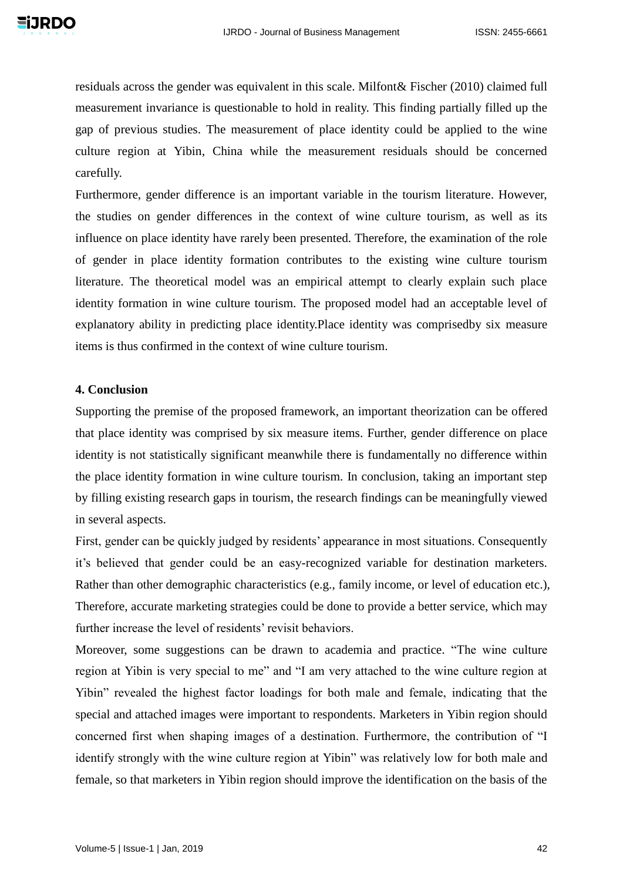residuals across the gender was equivalent in this scale. Milfont& Fischer (2010) claimed full measurement invariance is questionable to hold in reality. This finding partially filled up the gap of previous studies. The measurement of place identity could be applied to the wine culture region at Yibin, China while the measurement residuals should be concerned carefully.

Furthermore, gender difference is an important variable in the tourism literature. However, the studies on gender differences in the context of wine culture tourism, as well as its influence on place identity have rarely been presented. Therefore, the examination of the role of gender in place identity formation contributes to the existing wine culture tourism literature. The theoretical model was an empirical attempt to clearly explain such place identity formation in wine culture tourism. The proposed model had an acceptable level of explanatory ability in predicting place identity.Place identity was comprisedby six measure items is thus confirmed in the context of wine culture tourism.

## 4. Conclusion

Supporting the premise of the proposed framework, an important theorization can be offered that place identity was comprised by six measure items. Further, gender difference on place identity is not statistically significant meanwhile there is fundamentally no difference within the place identity formation in wine culture tourism. In conclusion, taking an important step by filling existing research gaps in tourism, the research findings can be meaningfully viewed in several aspects.

First, gender can be quickly judged by residents' appearance in most situations. Consequently it's believed that gender could be an easy-recognized variable for destination marketers. Rather than other demographic characteristics (e.g., family income, or level of education etc.), Therefore, accurate marketing strategies could be done to provide a better service, which may further increase the level of residents' revisit behaviors.

Moreover, some suggestions can be drawn to academia and practice. "The wine culture region at Yibin is very special to me" and "I am very attached to the wine culture region at Yibin" revealed the highest factor loadings for both male and female, indicating that the special and attached images were important to respondents. Marketers in Yibin region should concerned first when shaping images of a destination. Furthermore, the contribution of "I identify strongly with the wine culture region at Yibin" was relatively low for both male and female, so that marketers in Yibin region should improve the identification on the basis of the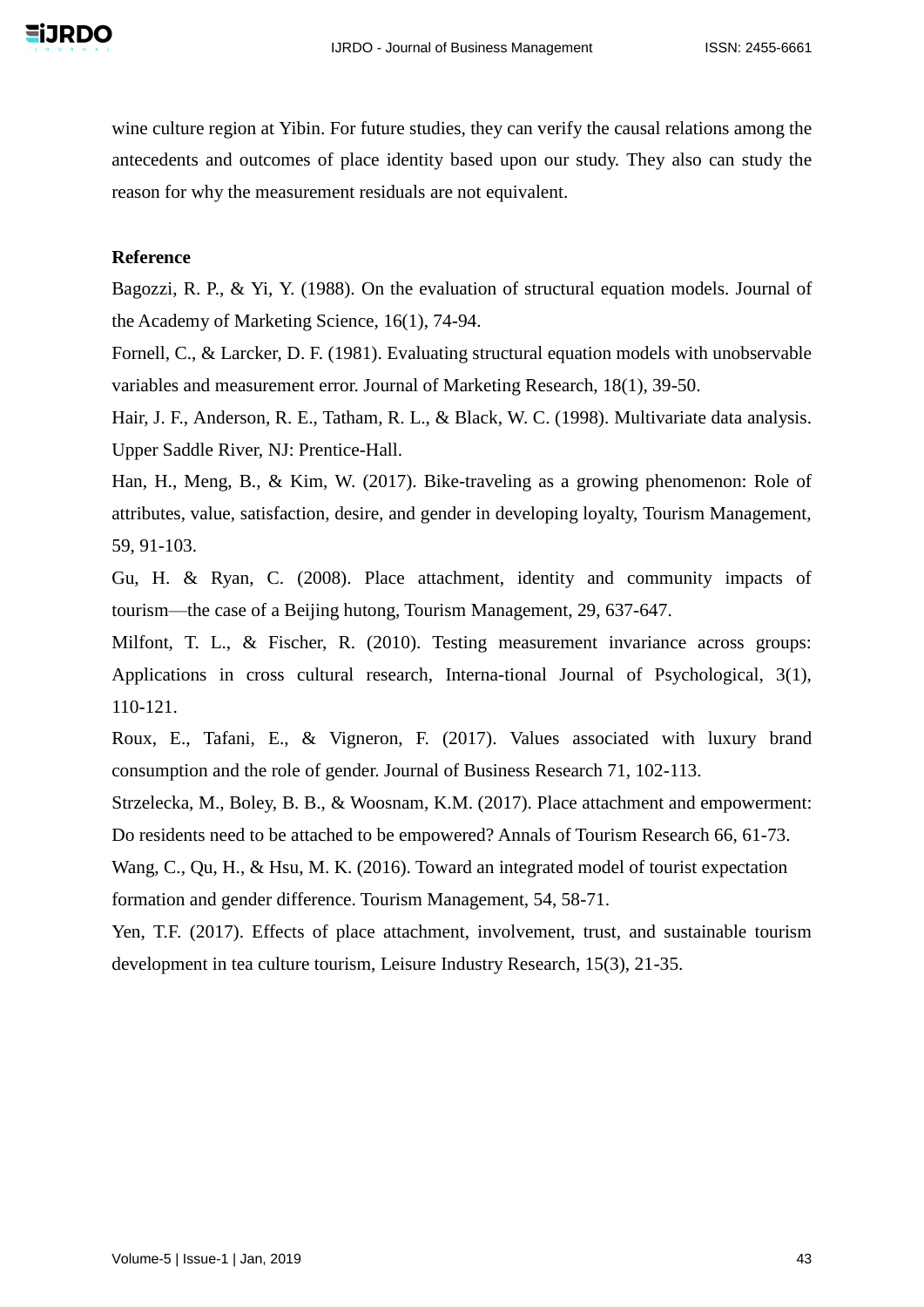wine culture region at Yibin. For future studies, they can verify the causal relations among the antecedents and outcomes of place identity based upon our study. They also can study the reason for why the measurement residuals are not equivalent.

**Reference**

Bagozzi, R. P., & Yi, Y. (1988). On the evaluation of structural equation models. Journal of the Academy of Marketing Science, 16(1), 74-94.

Fornell, C., & Larcker, D. F. (1981). Evaluating structural equation models with unobservable variables and measurement error. Journal of Marketing Research, 18(1), 39-50.

Hair, J. F., Anderson, R. E., Tatham, R. L., & Black, W. C. (1998). Multivariate data analysis. Upper Saddle River, NJ: Prentice-Hall.

Han, H., Meng, B., & Kim, W. (2017). Bike-traveling as a growing phenomenon: Role of attributes, value, satisfaction, desire, and gender in developing loyalty, Tourism Management, 59, 91-103.

Gu, H. & Ryan, C. (2008). Place attachment, identity and community impacts of tourism—the case of a Beijing hutong, Tourism Management, 29, 637-647.

Milfont, T. L., & Fischer, R. (2010). Testing measurement invariance across groups: Applications in cross cultural research, Interna-tional Journal of Psychological, 3(1), 110-121.

Roux, E., Tafani, E., & Vigneron, F. (2017). Values associated with luxury brand consumption and the role of gender. Journal of Business Research 71, 102-113.

Strzelecka, M., Boley, B. B., & Woosnam, K.M. (2017). Place attachment and empowerment: Do residents need to be attached to be empowered? Annals of Tourism Research 66, 61-73.

Wang, C., Qu, H., & Hsu, M. K. (2016). Toward an integrated model of tourist expectation formation and gender difference. Tourism Management, 54, 58-71.

Yen, T.F. (2017). Effects of place attachment, involvement, trust, and sustainable tourism development in tea culture tourism, Leisure Industry Research, 15(3), 21-35.